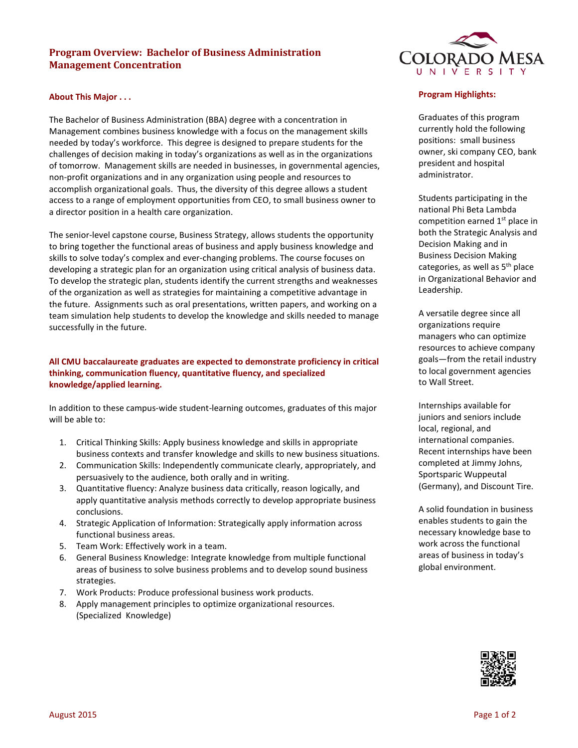# Program Overview: Bachelor of Business Administration Management Concentration

COLORADO MESA UNIVERSITY

## About This Major . . .

The Bachelor of Business Administration (BBA) degree with a concentration in Management combines business knowledge with a focus on the management skills needed by today's workforce. This degree is designed to prepare students for the challenges of decision making in today's organizations as well as in the organizations of tomorrow. Management skills are needed in businesses, in governmental agencies, non-profit organizations and in any organization using people and resources to accomplish organizational goals. Thus, the diversity of this degree allows a student access to a range of employment opportunities from CEO, to small business owner to a director position in a health care organization.

The senior-level capstone course, Business Strategy, allows students the opportunity to bring together the functional areas of business and apply business knowledge and skills to solve today's complex and ever-changing problems. The course focuses on developing a strategic plan for an organization using critical analysis of business data. To develop the strategic plan, students identify the current strengths and weaknesses of the organization as well as strategies for maintaining a competitive advantage in the future. Assignments such as oral presentations, written papers, and working on a team simulation help students to develop the knowledge and skills needed to manage successfully in the future.

**All CMU baccalaureate graduates are expected to demonstrate proficiency in critical thinking, communication fluency, quantitative fluency, and specialized knowledge/applied learning.**

In addition to these campus-wide student-learning outcomes, graduates of this major will be able to:

1. Critical Thinking Skills: Apply business knowledge and skills in appropriate business contexts and transfer knowledge and skills to new business situations.
2. Communication Skills: Independently communicate clearly, appropriately, and persuasively to the audience, both orally and in writing.
3. Quantitative fluency: Analyze business data critically, reason logically, and apply quantitative analysis methods correctly to develop appropriate business conclusions.
4. Strategic Application of Information: Strategically apply information across functional business areas.
5. Team Work: Effectively work in a team.
6. General Business Knowledge: Integrate knowledge from multiple functional areas of business to solve business problems and to develop sound business strategies.
7. Work Products: Produce professional business work products.
8. Apply management principles to optimize organizational resources. (Specialized Knowledge)

## Program Highlights:

Graduates of this program currently hold the following positions: small business owner, ski company CEO, bank president and hospital administrator.

Students participating in the national Phi Beta Lambda competition earned 1st place in both the Strategic Analysis and Decision Making and in Business Decision Making categories, as well as 5th place in Organizational Behavior and Leadership.

A versatile degree since all organizations require managers who can optimize resources to achieve company goals—from the retail industry to local government agencies to Wall Street.

Internships available for juniors and seniors include local, regional, and international companies. Recent internships have been completed at Jimmy Johns, Sportsparic Wuppeutal (Germany), and Discount Tire.

A solid foundation in business enables students to gain the necessary knowledge base to work across the functional areas of business in today's global environment.

August 2015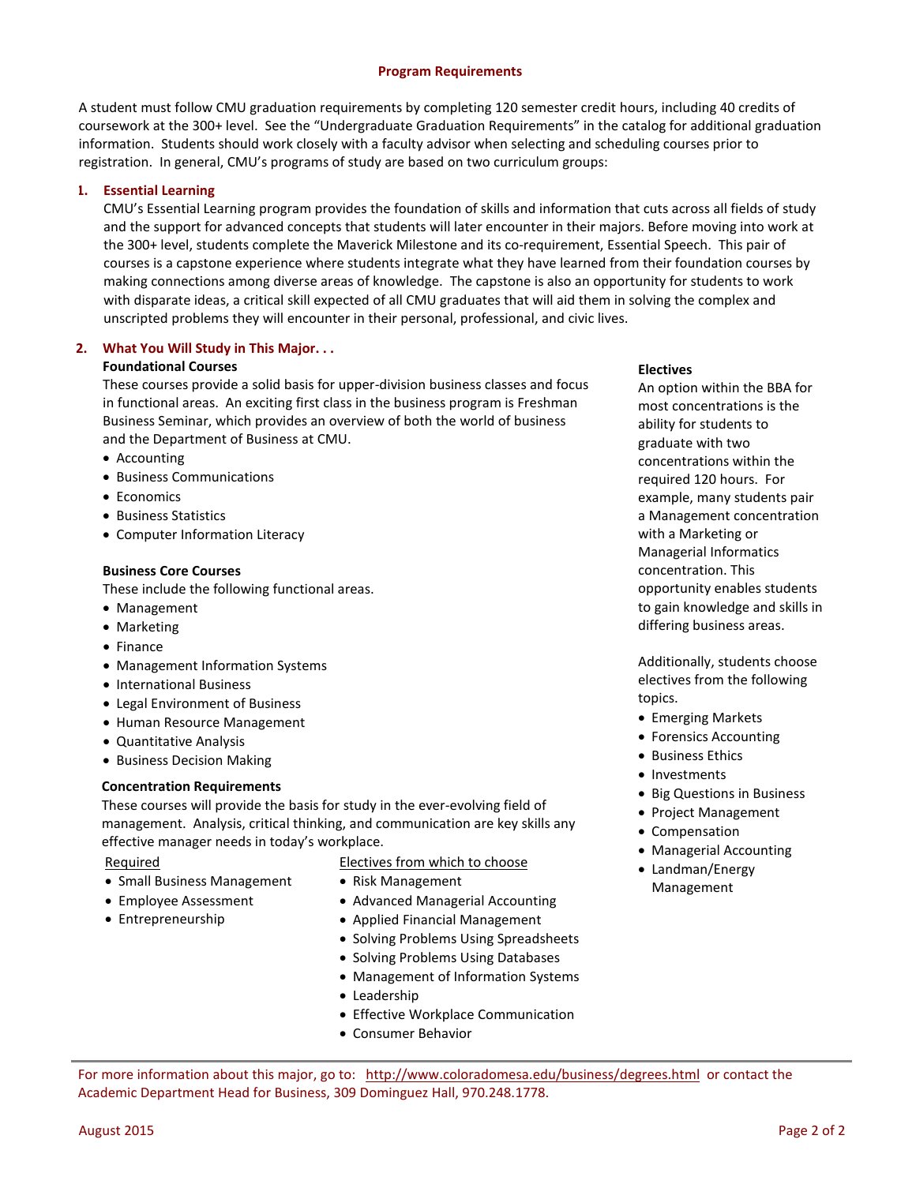## Program Requirements

A student must follow CMU graduation requirements by completing 120 semester credit hours, including 40 credits of coursework at the 300+ level. See the "Undergraduate Graduation Requirements" in the catalog for additional graduation information. Students should work closely with a faculty advisor when selecting and scheduling courses prior to registration. In general, CMU's programs of study are based on two curriculum groups:

### 1. Essential Learning

CMU's Essential Learning program provides the foundation of skills and information that cuts across all fields of study and the support for advanced concepts that students will later encounter in their majors. Before moving into work at the 300+ level, students complete the Maverick Milestone and its co-requirement, Essential Speech. This pair of courses is a capstone experience where students integrate what they have learned from their foundation courses by making connections among diverse areas of knowledge. The capstone is also an opportunity for students to work with disparate ideas, a critical skill expected of all CMU graduates that will aid them in solving the complex and unscripted problems they will encounter in their personal, professional, and civic lives.

### 2. What You Will Study in This Major. . .

**Foundational Courses**

These courses provide a solid basis for upper-division business classes and focus in functional areas. An exciting first class in the business program is Freshman Business Seminar, which provides an overview of both the world of business and the Department of Business at CMU.

- Accounting
- Business Communications
- Economics
- Business Statistics
- Computer Information Literacy

**Business Core Courses**

These include the following functional areas.

- Management
- Marketing
- Finance
- Management Information Systems
- International Business
- Legal Environment of Business
- Human Resource Management
- Quantitative Analysis
- Business Decision Making

**Concentration Requirements**

These courses will provide the basis for study in the ever-evolving field of management. Analysis, critical thinking, and communication are key skills any effective manager needs in today's workplace.

Required

- Small Business Management
- Employee Assessment
- Entrepreneurship

Electives from which to choose

- Risk Management
- Advanced Managerial Accounting
- Applied Financial Management
- Solving Problems Using Spreadsheets
- Solving Problems Using Databases
- Management of Information Systems
- Leadership
- Effective Workplace Communication
- Consumer Behavior

**Electives**

An option within the BBA for most concentrations is the ability for students to graduate with two concentrations within the required 120 hours. For example, many students pair a Management concentration with a Marketing or Managerial Informatics concentration. This opportunity enables students to gain knowledge and skills in differing business areas.

Additionally, students choose electives from the following topics.

- Emerging Markets
- Forensics Accounting
- Business Ethics
- Investments
- Big Questions in Business
- Project Management
- Compensation
- Managerial Accounting
- Landman/Energy Management

For more information about this major, go to: http://www.coloradomesa.edu/business/degrees.html or contact the Academic Department Head for Business, 309 Dominguez Hall, 970.248.1778.

August 2015